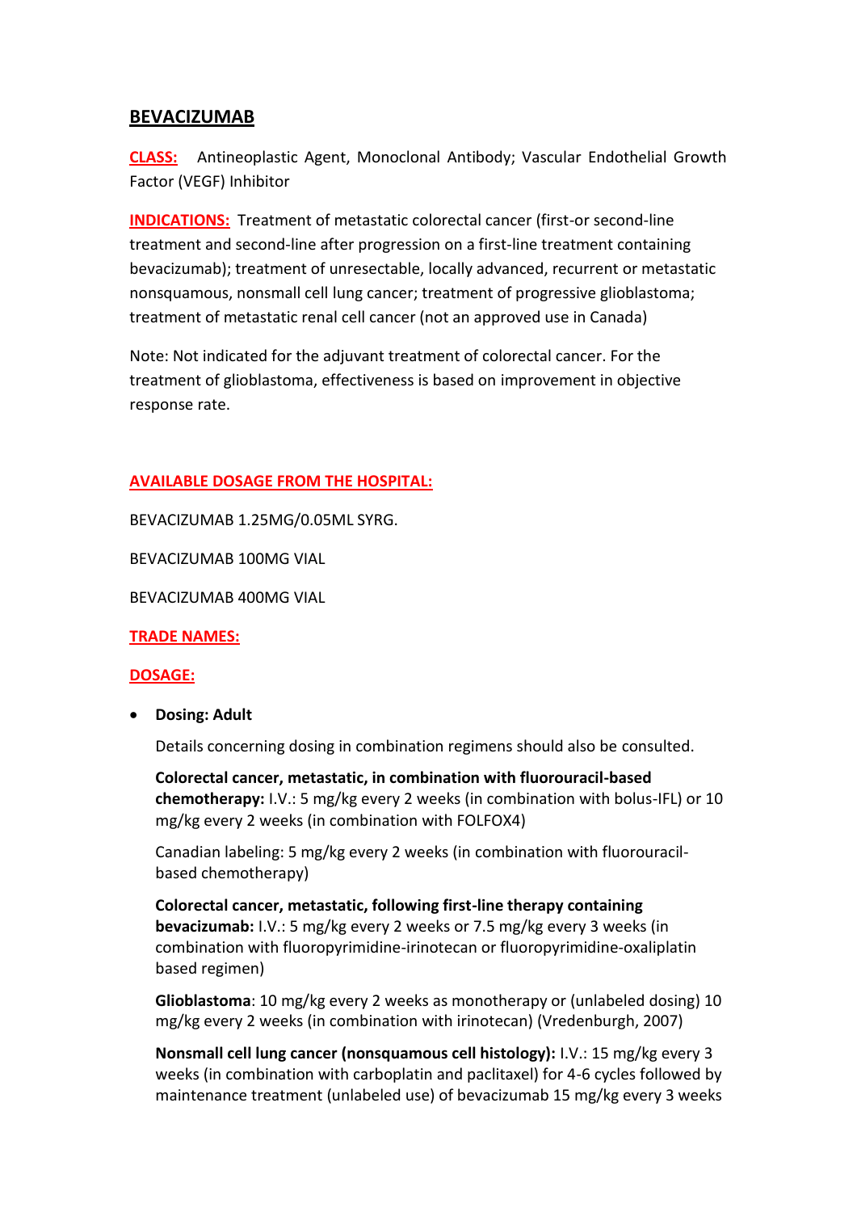# BEVACIZUMAB

**CLASS:** Antineoplastic Agent, Monoclonal Antibody; Vascular Endothelial Growth Factor (VEGF) Inhibitor

**INDICATIONS:** Treatment of metastatic colorectal cancer (first-or second-line treatment and second-line after progression on a first-line treatment containing bevacizumab); treatment of unresectable, locally advanced, recurrent or metastatic nonsquamous, nonsmall cell lung cancer; treatment of progressive glioblastoma; treatment of metastatic renal cell cancer (not an approved use in Canada)

Note: Not indicated for the adjuvant treatment of colorectal cancer. For the treatment of glioblastoma, effectiveness is based on improvement in objective response rate.

**AVAILABLE DOSAGE FROM THE HOSPITAL:**

BEVACIZUMAB 1.25MG/0.05ML SYRG.

BEVACIZUMAB 100MG VIAL

BEVACIZUMAB 400MG VIAL

**TRADE NAMES:**

**DOSAGE:**

- **Dosing: Adult**

  Details concerning dosing in combination regimens should also be consulted.

  **Colorectal cancer, metastatic, in combination with fluorouracil-based chemotherapy:** I.V.: 5 mg/kg every 2 weeks (in combination with bolus-IFL) or 10 mg/kg every 2 weeks (in combination with FOLFOX4)

  Canadian labeling: 5 mg/kg every 2 weeks (in combination with fluorouracil-based chemotherapy)

  **Colorectal cancer, metastatic, following first-line therapy containing bevacizumab:** I.V.: 5 mg/kg every 2 weeks or 7.5 mg/kg every 3 weeks (in combination with fluoropyrimidine-irinotecan or fluoropyrimidine-oxaliplatin based regimen)

  **Glioblastoma**: 10 mg/kg every 2 weeks as monotherapy or (unlabeled dosing) 10 mg/kg every 2 weeks (in combination with irinotecan) (Vredenburgh, 2007)

  **Nonsmall cell lung cancer (nonsquamous cell histology):** I.V.: 15 mg/kg every 3 weeks (in combination with carboplatin and paclitaxel) for 4-6 cycles followed by maintenance treatment (unlabeled use) of bevacizumab 15 mg/kg every 3 weeks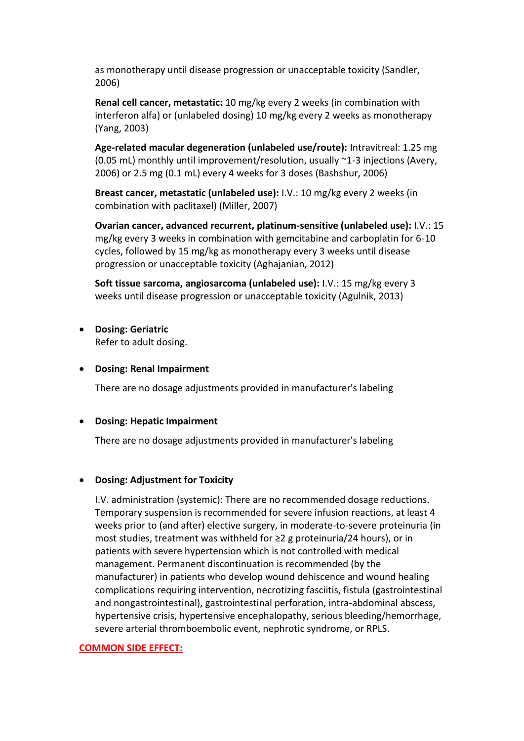as monotherapy until disease progression or unacceptable toxicity (Sandler, 2006)

**Renal cell cancer, metastatic:** 10 mg/kg every 2 weeks (in combination with interferon alfa) or (unlabeled dosing) 10 mg/kg every 2 weeks as monotherapy (Yang, 2003)

**Age-related macular degeneration (unlabeled use/route):** Intravitreal: 1.25 mg (0.05 mL) monthly until improvement/resolution, usually ~1-3 injections (Avery, 2006) or 2.5 mg (0.1 mL) every 4 weeks for 3 doses (Bashshur, 2006)

**Breast cancer, metastatic (unlabeled use):** I.V.: 10 mg/kg every 2 weeks (in combination with paclitaxel) (Miller, 2007)

**Ovarian cancer, advanced recurrent, platinum-sensitive (unlabeled use):** I.V.: 15 mg/kg every 3 weeks in combination with gemcitabine and carboplatin for 6-10 cycles, followed by 15 mg/kg as monotherapy every 3 weeks until disease progression or unacceptable toxicity (Aghajanian, 2012)

**Soft tissue sarcoma, angiosarcoma (unlabeled use):** I.V.: 15 mg/kg every 3 weeks until disease progression or unacceptable toxicity (Agulnik, 2013)

- **Dosing: Geriatric**
  Refer to adult dosing.

- **Dosing: Renal Impairment**

  There are no dosage adjustments provided in manufacturer's labeling

- **Dosing: Hepatic Impairment**

  There are no dosage adjustments provided in manufacturer's labeling

- **Dosing: Adjustment for Toxicity**

  I.V. administration (systemic): There are no recommended dosage reductions. Temporary suspension is recommended for severe infusion reactions, at least 4 weeks prior to (and after) elective surgery, in moderate-to-severe proteinuria (in most studies, treatment was withheld for ≥2 g proteinuria/24 hours), or in patients with severe hypertension which is not controlled with medical management. Permanent discontinuation is recommended (by the manufacturer) in patients who develop wound dehiscence and wound healing complications requiring intervention, necrotizing fasciitis, fistula (gastrointestinal and nongastrointestinal), gastrointestinal perforation, intra-abdominal abscess, hypertensive crisis, hypertensive encephalopathy, serious bleeding/hemorrhage, severe arterial thromboembolic event, nephrotic syndrome, or RPLS.

**COMMON SIDE EFFECT:**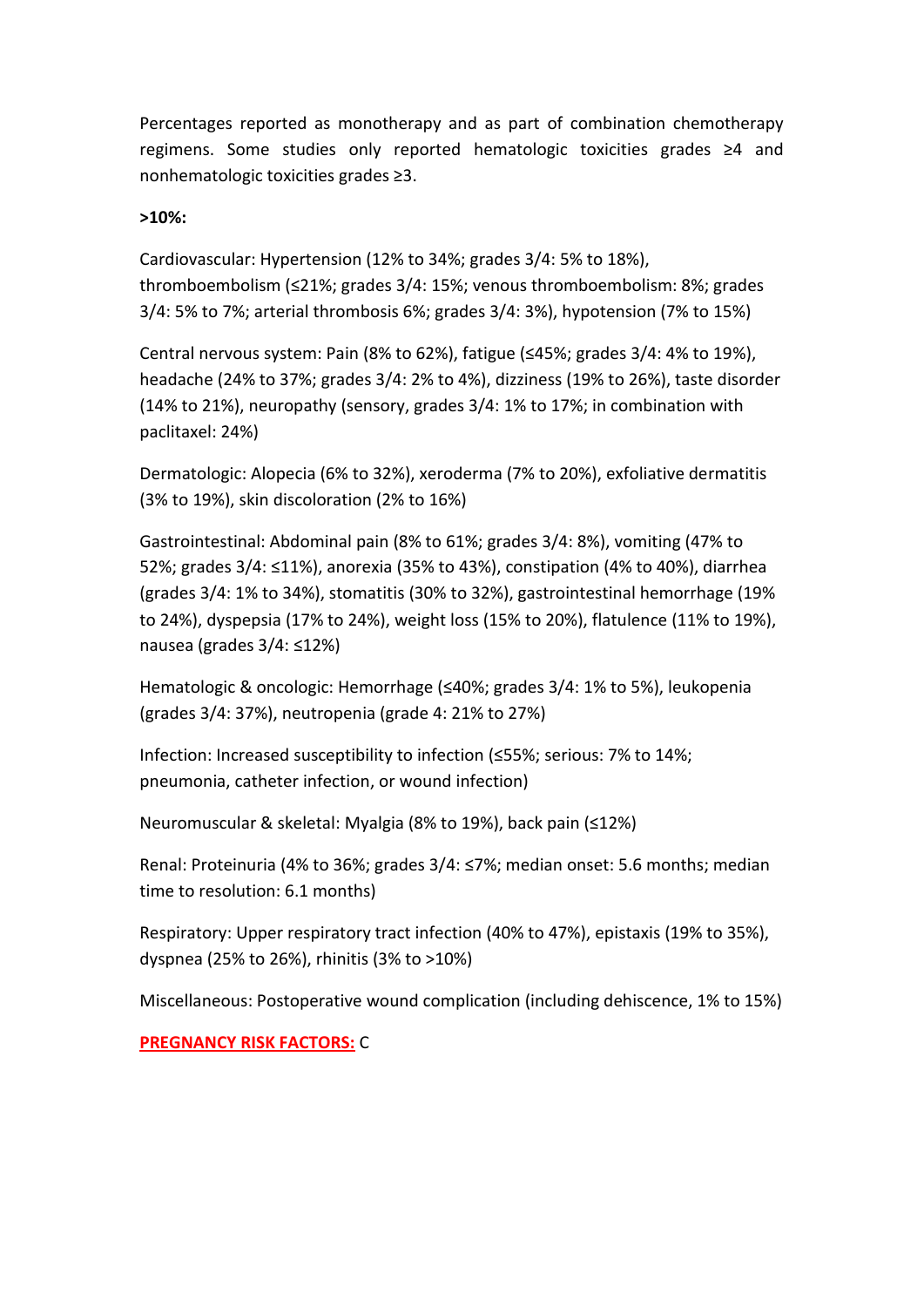Percentages reported as monotherapy and as part of combination chemotherapy regimens. Some studies only reported hematologic toxicities grades ≥4 and nonhematologic toxicities grades ≥3.

**>10%:**

Cardiovascular: Hypertension (12% to 34%; grades 3/4: 5% to 18%), thromboembolism (≤21%; grades 3/4: 15%; venous thromboembolism: 8%; grades 3/4: 5% to 7%; arterial thrombosis 6%; grades 3/4: 3%), hypotension (7% to 15%)

Central nervous system: Pain (8% to 62%), fatigue (≤45%; grades 3/4: 4% to 19%), headache (24% to 37%; grades 3/4: 2% to 4%), dizziness (19% to 26%), taste disorder (14% to 21%), neuropathy (sensory, grades 3/4: 1% to 17%; in combination with paclitaxel: 24%)

Dermatologic: Alopecia (6% to 32%), xeroderma (7% to 20%), exfoliative dermatitis (3% to 19%), skin discoloration (2% to 16%)

Gastrointestinal: Abdominal pain (8% to 61%; grades 3/4: 8%), vomiting (47% to 52%; grades 3/4: ≤11%), anorexia (35% to 43%), constipation (4% to 40%), diarrhea (grades 3/4: 1% to 34%), stomatitis (30% to 32%), gastrointestinal hemorrhage (19% to 24%), dyspepsia (17% to 24%), weight loss (15% to 20%), flatulence (11% to 19%), nausea (grades 3/4: ≤12%)

Hematologic & oncologic: Hemorrhage (≤40%; grades 3/4: 1% to 5%), leukopenia (grades 3/4: 37%), neutropenia (grade 4: 21% to 27%)

Infection: Increased susceptibility to infection (≤55%; serious: 7% to 14%; pneumonia, catheter infection, or wound infection)

Neuromuscular & skeletal: Myalgia (8% to 19%), back pain (≤12%)

Renal: Proteinuria (4% to 36%; grades 3/4: ≤7%; median onset: 5.6 months; median time to resolution: 6.1 months)

Respiratory: Upper respiratory tract infection (40% to 47%), epistaxis (19% to 35%), dyspnea (25% to 26%), rhinitis (3% to >10%)

Miscellaneous: Postoperative wound complication (including dehiscence, 1% to 15%)

**PREGNANCY RISK FACTORS:** C